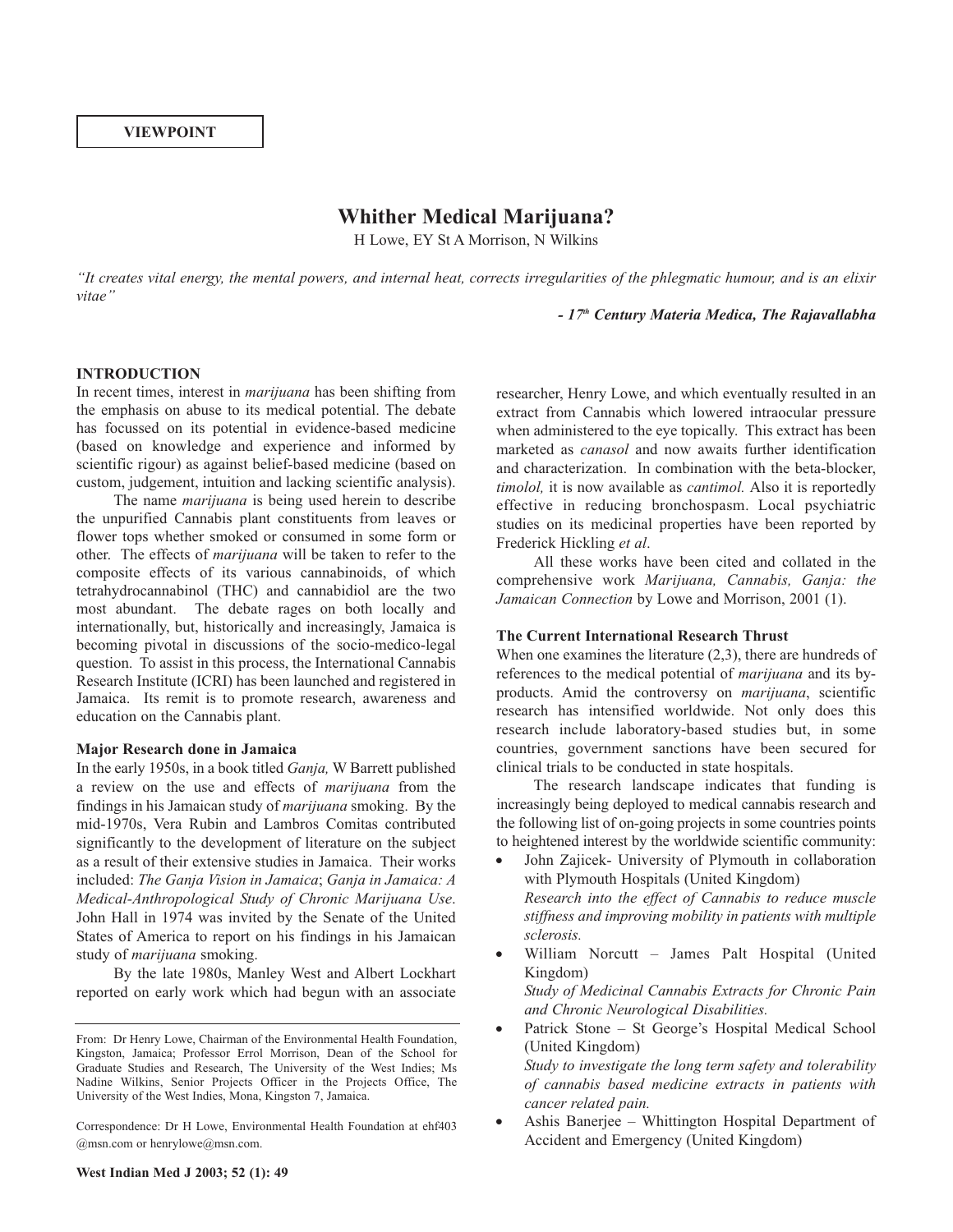VIEWPOINT

# Whither Medical Marijuana?

H Lowe, EY St A Morrison, N Wilkins

*"It creates vital energy, the mental powers, and internal heat, corrects irregularities of the phlegmatic humour, and is an elixir vitae"*

***- 17th Century Materia Medica, The Rajavallabha***

## INTRODUCTION

In recent times, interest in *marijuana* has been shifting from the emphasis on abuse to its medical potential. The debate has focussed on its potential in evidence-based medicine (based on knowledge and experience and informed by scientific rigour) as against belief-based medicine (based on custom, judgement, intuition and lacking scientific analysis).

The name *marijuana* is being used herein to describe the unpurified Cannabis plant constituents from leaves or flower tops whether smoked or consumed in some form or other. The effects of *marijuana* will be taken to refer to the composite effects of its various cannabinoids, of which tetrahydrocannabinol (THC) and cannabidiol are the two most abundant. The debate rages on both locally and internationally, but, historically and increasingly, Jamaica is becoming pivotal in discussions of the socio-medico-legal question. To assist in this process, the International Cannabis Research Institute (ICRI) has been launched and registered in Jamaica. Its remit is to promote research, awareness and education on the Cannabis plant.

### Major Research done in Jamaica

In the early 1950s, in a book titled *Ganja,* W Barrett published a review on the use and effects of *marijuana* from the findings in his Jamaican study of *marijuana* smoking. By the mid-1970s, Vera Rubin and Lambros Comitas contributed significantly to the development of literature on the subject as a result of their extensive studies in Jamaica. Their works included: *The Ganja Vision in Jamaica*; *Ganja in Jamaica: A Medical-Anthropological Study of Chronic Marijuana Use*. John Hall in 1974 was invited by the Senate of the United States of America to report on his findings in his Jamaican study of *marijuana* smoking.

By the late 1980s, Manley West and Albert Lockhart reported on early work which had begun with an associate researcher, Henry Lowe, and which eventually resulted in an extract from Cannabis which lowered intraocular pressure when administered to the eye topically. This extract has been marketed as *canasol* and now awaits further identification and characterization. In combination with the beta-blocker, *timolol,* it is now available as *cantimol.* Also it is reportedly effective in reducing bronchospasm. Local psychiatric studies on its medicinal properties have been reported by Frederick Hickling *et al*.

All these works have been cited and collated in the comprehensive work *Marijuana, Cannabis, Ganja: the Jamaican Connection* by Lowe and Morrison, 2001 (1).

### The Current International Research Thrust

When one examines the literature (2,3), there are hundreds of references to the medical potential of *marijuana* and its by-products. Amid the controversy on *marijuana*, scientific research has intensified worldwide. Not only does this research include laboratory-based studies but, in some countries, government sanctions have been secured for clinical trials to be conducted in state hospitals.

The research landscape indicates that funding is increasingly being deployed to medical cannabis research and the following list of on-going projects in some countries points to heightened interest by the worldwide scientific community:

- John Zajicek- University of Plymouth in collaboration with Plymouth Hospitals (United Kingdom)
  *Research into the effect of Cannabis to reduce muscle stiffness and improving mobility in patients with multiple sclerosis.*
- William Norcutt – James Palt Hospital (United Kingdom)
  *Study of Medicinal Cannabis Extracts for Chronic Pain and Chronic Neurological Disabilities.*
- Patrick Stone – St George's Hospital Medical School (United Kingdom)
  *Study to investigate the long term safety and tolerability of cannabis based medicine extracts in patients with cancer related pain.*
- Ashis Banerjee – Whittington Hospital Department of Accident and Emergency (United Kingdom)

From: Dr Henry Lowe, Chairman of the Environmental Health Foundation, Kingston, Jamaica; Professor Errol Morrison, Dean of the School for Graduate Studies and Research, The University of the West Indies; Ms Nadine Wilkins, Senior Projects Officer in the Projects Office, The University of the West Indies, Mona, Kingston 7, Jamaica.

Correspondence: Dr H Lowe, Environmental Health Foundation at ehf403 @msn.com or henrylowe@msn.com.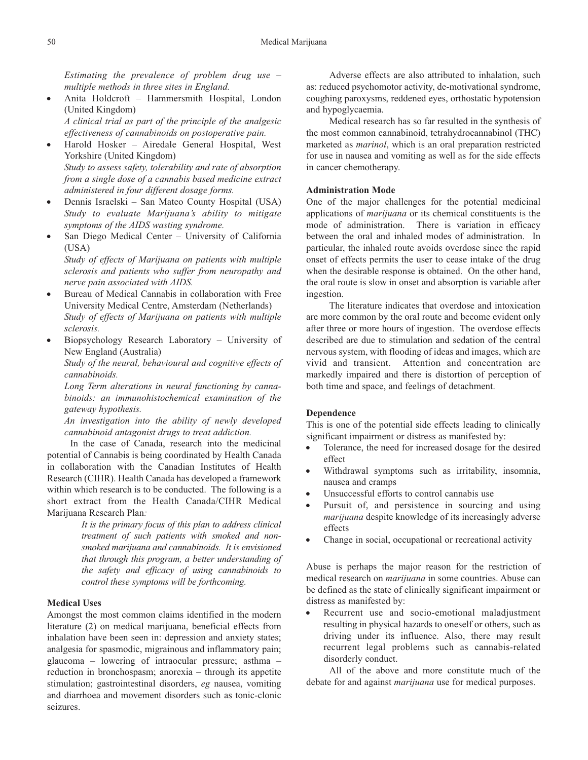*Estimating the prevalence of problem drug use – multiple methods in three sites in England.*

- Anita Holdcroft – Hammersmith Hospital, London (United Kingdom)
  *A clinical trial as part of the principle of the analgesic effectiveness of cannabinoids on postoperative pain.*
- Harold Hosker – Airedale General Hospital, West Yorkshire (United Kingdom)
  *Study to assess safety, tolerability and rate of absorption from a single dose of a cannabis based medicine extract administered in four different dosage forms.*
- Dennis Israelski – San Mateo County Hospital (USA)
  *Study to evaluate Marijuana's ability to mitigate symptoms of the AIDS wasting syndrome.*
- San Diego Medical Center – University of California (USA)
  *Study of effects of Marijuana on patients with multiple sclerosis and patients who suffer from neuropathy and nerve pain associated with AIDS.*
- Bureau of Medical Cannabis in collaboration with Free University Medical Centre, Amsterdam (Netherlands)
  *Study of effects of Marijuana on patients with multiple sclerosis.*
- Biopsychology Research Laboratory – University of New England (Australia)
  *Study of the neural, behavioural and cognitive effects of cannabinoids.*
  *Long Term alterations in neural functioning by cannabinoids: an immunohistochemical examination of the gateway hypothesis.*
  *An investigation into the ability of newly developed cannabinoid antagonist drugs to treat addiction.*

In the case of Canada, research into the medicinal potential of Cannabis is being coordinated by Health Canada in collaboration with the Canadian Institutes of Health Research (CIHR). Health Canada has developed a framework within which research is to be conducted. The following is a short extract from the Health Canada/CIHR Medical Marijuana Research Plan*:*

> *It is the primary focus of this plan to address clinical treatment of such patients with smoked and non-smoked marijuana and cannabinoids. It is envisioned that through this program, a better understanding of the safety and efficacy of using cannabinoids to control these symptoms will be forthcoming.*

**Medical Uses**

Amongst the most common claims identified in the modern literature (2) on medical marijuana, beneficial effects from inhalation have been seen in: depression and anxiety states; analgesia for spasmodic, migrainous and inflammatory pain; glaucoma – lowering of intraocular pressure; asthma – reduction in bronchospasm; anorexia – through its appetite stimulation; gastrointestinal disorders, *eg* nausea, vomiting and diarrhoea and movement disorders such as tonic-clonic seizures.

Adverse effects are also attributed to inhalation, such as: reduced psychomotor activity, de-motivational syndrome, coughing paroxysms, reddened eyes, orthostatic hypotension and hypoglycaemia.

Medical research has so far resulted in the synthesis of the most common cannabinoid, tetrahydrocannabinol (THC) marketed as *marinol*, which is an oral preparation restricted for use in nausea and vomiting as well as for the side effects in cancer chemotherapy.

**Administration Mode**

One of the major challenges for the potential medicinal applications of *marijuana* or its chemical constituents is the mode of administration. There is variation in efficacy between the oral and inhaled modes of administration. In particular, the inhaled route avoids overdose since the rapid onset of effects permits the user to cease intake of the drug when the desirable response is obtained. On the other hand, the oral route is slow in onset and absorption is variable after ingestion.

The literature indicates that overdose and intoxication are more common by the oral route and become evident only after three or more hours of ingestion. The overdose effects described are due to stimulation and sedation of the central nervous system, with flooding of ideas and images, which are vivid and transient. Attention and concentration are markedly impaired and there is distortion of perception of both time and space, and feelings of detachment.

**Dependence**

This is one of the potential side effects leading to clinically significant impairment or distress as manifested by:

- Tolerance, the need for increased dosage for the desired effect
- Withdrawal symptoms such as irritability, insomnia, nausea and cramps
- Unsuccessful efforts to control cannabis use
- Pursuit of, and persistence in sourcing and using *marijuana* despite knowledge of its increasingly adverse effects
- Change in social, occupational or recreational activity

Abuse is perhaps the major reason for the restriction of medical research on *marijuana* in some countries. Abuse can be defined as the state of clinically significant impairment or distress as manifested by:

- Recurrent use and socio-emotional maladjustment resulting in physical hazards to oneself or others, such as driving under its influence. Also, there may result recurrent legal problems such as cannabis-related disorderly conduct.

All of the above and more constitute much of the debate for and against *marijuana* use for medical purposes.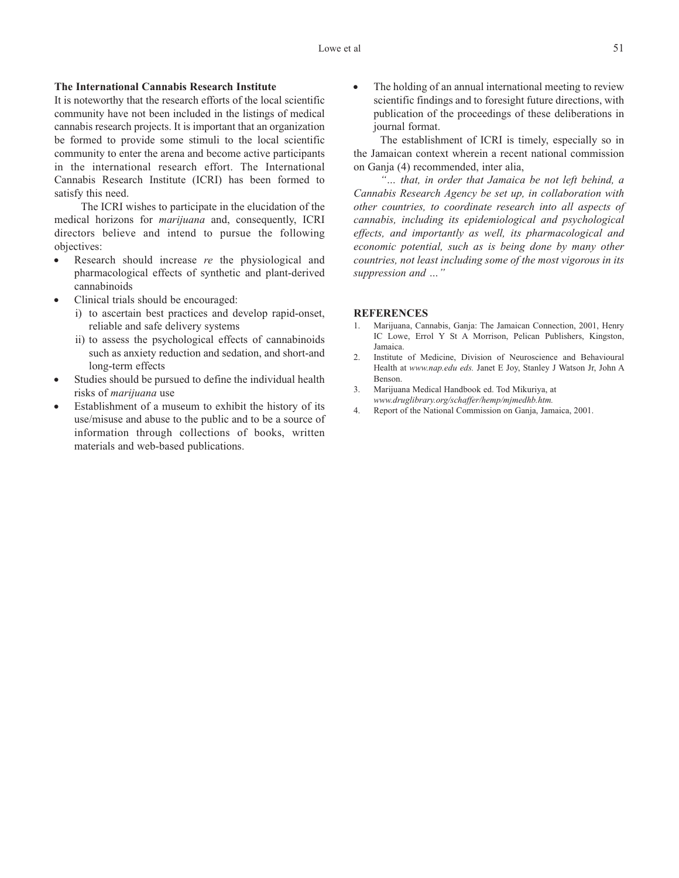### The International Cannabis Research Institute

It is noteworthy that the research efforts of the local scientific community have not been included in the listings of medical cannabis research projects. It is important that an organization be formed to provide some stimuli to the local scientific community to enter the arena and become active participants in the international research effort. The International Cannabis Research Institute (ICRI) has been formed to satisfy this need.

The ICRI wishes to participate in the elucidation of the medical horizons for *marijuana* and, consequently, ICRI directors believe and intend to pursue the following objectives:

- Research should increase *re* the physiological and pharmacological effects of synthetic and plant-derived cannabinoids
- Clinical trials should be encouraged:
  - i) to ascertain best practices and develop rapid-onset, reliable and safe delivery systems
  - ii) to assess the psychological effects of cannabinoids such as anxiety reduction and sedation, and short-and long-term effects
- Studies should be pursued to define the individual health risks of *marijuana* use
- Establishment of a museum to exhibit the history of its use/misuse and abuse to the public and to be a source of information through collections of books, written materials and web-based publications.
- The holding of an annual international meeting to review scientific findings and to foresight future directions, with publication of the proceedings of these deliberations in journal format.

The establishment of ICRI is timely, especially so in the Jamaican context wherein a recent national commission on Ganja (4) recommended, inter alia,

*"… that, in order that Jamaica be not left behind, a Cannabis Research Agency be set up, in collaboration with other countries, to coordinate research into all aspects of cannabis, including its epidemiological and psychological effects, and importantly as well, its pharmacological and economic potential, such as is being done by many other countries, not least including some of the most vigorous in its suppression and …"*

## REFERENCES

1. Marijuana, Cannabis, Ganja: The Jamaican Connection, 2001, Henry IC Lowe, Errol Y St A Morrison, Pelican Publishers, Kingston, Jamaica.
2. Institute of Medicine, Division of Neuroscience and Behavioural Health at *www.nap.edu eds.* Janet E Joy, Stanley J Watson Jr, John A Benson.
3. Marijuana Medical Handbook ed. Tod Mikuriya, at *www.druglibrary.org/schaffer/hemp/mjmedhb.htm.*
4. Report of the National Commission on Ganja, Jamaica, 2001.